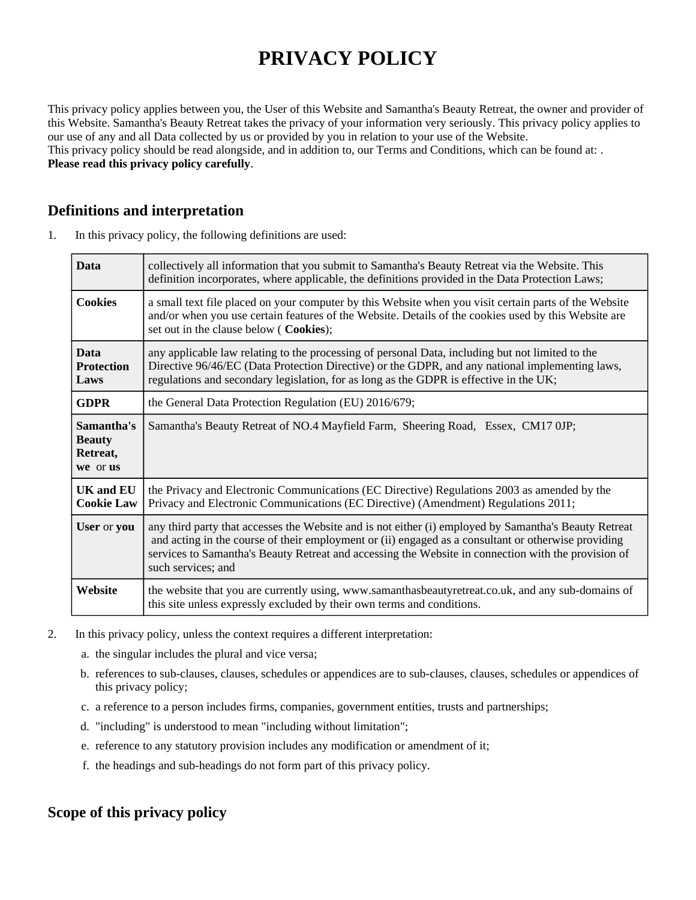# PRIVACY POLICY

This privacy policy applies between you, the User of this Website and Samantha's Beauty Retreat, the owner and provider of this Website. Samantha's Beauty Retreat takes the privacy of your information very seriously. This privacy policy applies to our use of any and all Data collected by us or provided by you in relation to your use of the Website.
This privacy policy should be read alongside, and in addition to, our Terms and Conditions, which can be found at: .
**Please read this privacy policy carefully**.

## Definitions and interpretation

1. In this privacy policy, the following definitions are used:

| | |
|---|---|
| **Data** | collectively all information that you submit to Samantha's Beauty Retreat via the Website. This definition incorporates, where applicable, the definitions provided in the Data Protection Laws; |
| **Cookies** | a small text file placed on your computer by this Website when you visit certain parts of the Website and/or when you use certain features of the Website. Details of the cookies used by this Website are set out in the clause below ( **Cookies**); |
| **Data Protection Laws** | any applicable law relating to the processing of personal Data, including but not limited to the Directive 96/46/EC (Data Protection Directive) or the GDPR, and any national implementing laws, regulations and secondary legislation, for as long as the GDPR is effective in the UK; |
| **GDPR** | the General Data Protection Regulation (EU) 2016/679; |
| **Samantha's Beauty Retreat, we** or **us** | Samantha's Beauty Retreat of NO.4 Mayfield Farm, Sheering Road, Essex, CM17 0JP; |
| **UK and EU Cookie Law** | the Privacy and Electronic Communications (EC Directive) Regulations 2003 as amended by the Privacy and Electronic Communications (EC Directive) (Amendment) Regulations 2011; |
| **User** or **you** | any third party that accesses the Website and is not either (i) employed by Samantha's Beauty Retreat and acting in the course of their employment or (ii) engaged as a consultant or otherwise providing services to Samantha's Beauty Retreat and accessing the Website in connection with the provision of such services; and |
| **Website** | the website that you are currently using, www.samanthasbeautyretreat.co.uk, and any sub-domains of this site unless expressly excluded by their own terms and conditions. |

2. In this privacy policy, unless the context requires a different interpretation:
   a. the singular includes the plural and vice versa;
   b. references to sub-clauses, clauses, schedules or appendices are to sub-clauses, clauses, schedules or appendices of this privacy policy;
   c. a reference to a person includes firms, companies, government entities, trusts and partnerships;
   d. "including" is understood to mean "including without limitation";
   e. reference to any statutory provision includes any modification or amendment of it;
   f. the headings and sub-headings do not form part of this privacy policy.

## Scope of this privacy policy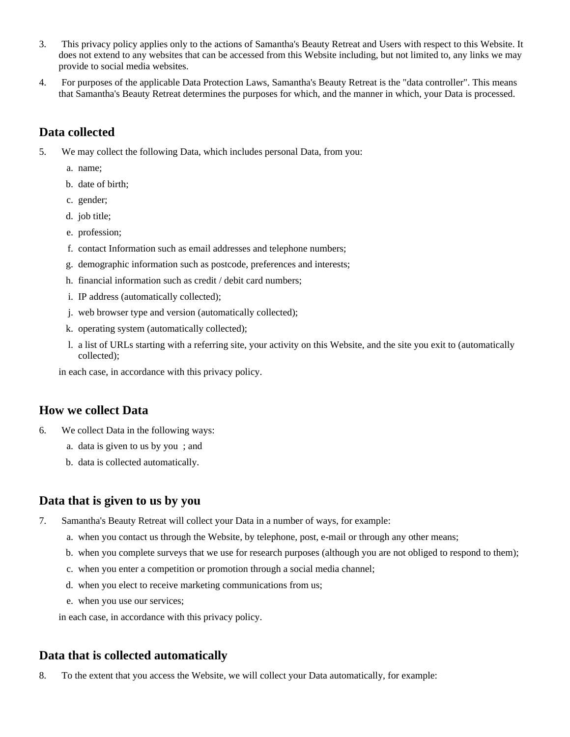3. This privacy policy applies only to the actions of Samantha's Beauty Retreat and Users with respect to this Website. It does not extend to any websites that can be accessed from this Website including, but not limited to, any links we may provide to social media websites.
4. For purposes of the applicable Data Protection Laws, Samantha's Beauty Retreat is the "data controller". This means that Samantha's Beauty Retreat determines the purposes for which, and the manner in which, your Data is processed.

## Data collected

5. We may collect the following Data, which includes personal Data, from you:
   a. name;
   b. date of birth;
   c. gender;
   d. job title;
   e. profession;
   f. contact Information such as email addresses and telephone numbers;
   g. demographic information such as postcode, preferences and interests;
   h. financial information such as credit / debit card numbers;
   i. IP address (automatically collected);
   j. web browser type and version (automatically collected);
   k. operating system (automatically collected);
   l. a list of URLs starting with a referring site, your activity on this Website, and the site you exit to (automatically collected);

   in each case, in accordance with this privacy policy.

## How we collect Data

6. We collect Data in the following ways:
   a. data is given to us by you ; and
   b. data is collected automatically.

## Data that is given to us by you

7. Samantha's Beauty Retreat will collect your Data in a number of ways, for example:
   a. when you contact us through the Website, by telephone, post, e-mail or through any other means;
   b. when you complete surveys that we use for research purposes (although you are not obliged to respond to them);
   c. when you enter a competition or promotion through a social media channel;
   d. when you elect to receive marketing communications from us;
   e. when you use our services;

   in each case, in accordance with this privacy policy.

## Data that is collected automatically

8. To the extent that you access the Website, we will collect your Data automatically, for example: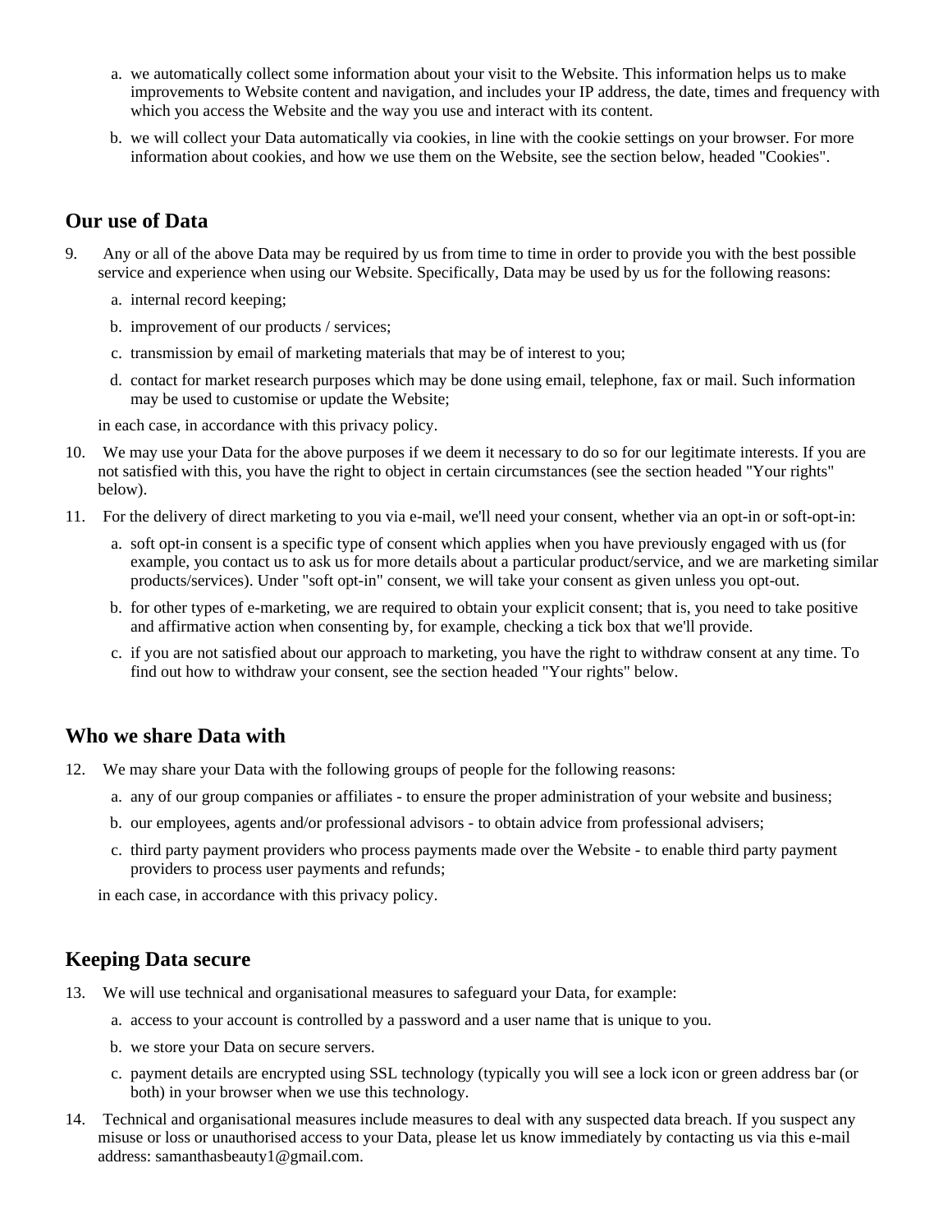a. we automatically collect some information about your visit to the Website. This information helps us to make improvements to Website content and navigation, and includes your IP address, the date, times and frequency with which you access the Website and the way you use and interact with its content.

b. we will collect your Data automatically via cookies, in line with the cookie settings on your browser. For more information about cookies, and how we use them on the Website, see the section below, headed "Cookies".

## Our use of Data

9. Any or all of the above Data may be required by us from time to time in order to provide you with the best possible service and experience when using our Website. Specifically, Data may be used by us for the following reasons:

   a. internal record keeping;

   b. improvement of our products / services;

   c. transmission by email of marketing materials that may be of interest to you;

   d. contact for market research purposes which may be done using email, telephone, fax or mail. Such information may be used to customise or update the Website;

   in each case, in accordance with this privacy policy.

10. We may use your Data for the above purposes if we deem it necessary to do so for our legitimate interests. If you are not satisfied with this, you have the right to object in certain circumstances (see the section headed "Your rights" below).

11. For the delivery of direct marketing to you via e-mail, we'll need your consent, whether via an opt-in or soft-opt-in:

    a. soft opt-in consent is a specific type of consent which applies when you have previously engaged with us (for example, you contact us to ask us for more details about a particular product/service, and we are marketing similar products/services). Under "soft opt-in" consent, we will take your consent as given unless you opt-out.

    b. for other types of e-marketing, we are required to obtain your explicit consent; that is, you need to take positive and affirmative action when consenting by, for example, checking a tick box that we'll provide.

    c. if you are not satisfied about our approach to marketing, you have the right to withdraw consent at any time. To find out how to withdraw your consent, see the section headed "Your rights" below.

## Who we share Data with

12. We may share your Data with the following groups of people for the following reasons:

    a. any of our group companies or affiliates - to ensure the proper administration of your website and business;

    b. our employees, agents and/or professional advisors - to obtain advice from professional advisers;

    c. third party payment providers who process payments made over the Website - to enable third party payment providers to process user payments and refunds;

    in each case, in accordance with this privacy policy.

## Keeping Data secure

13. We will use technical and organisational measures to safeguard your Data, for example:

    a. access to your account is controlled by a password and a user name that is unique to you.

    b. we store your Data on secure servers.

    c. payment details are encrypted using SSL technology (typically you will see a lock icon or green address bar (or both) in your browser when we use this technology.

14. Technical and organisational measures include measures to deal with any suspected data breach. If you suspect any misuse or loss or unauthorised access to your Data, please let us know immediately by contacting us via this e-mail address: samanthasbeauty1@gmail.com.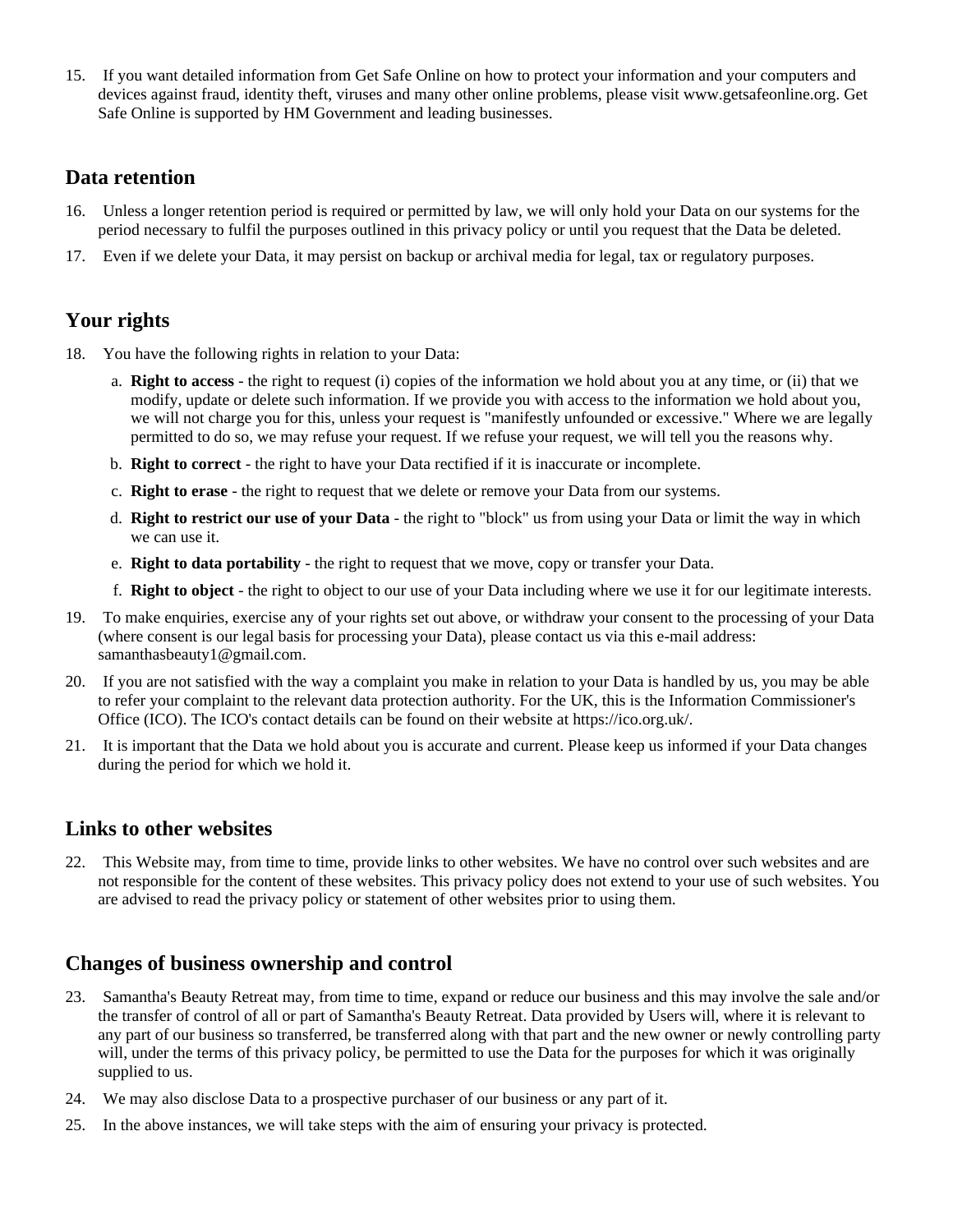15. If you want detailed information from Get Safe Online on how to protect your information and your computers and devices against fraud, identity theft, viruses and many other online problems, please visit www.getsafeonline.org. Get Safe Online is supported by HM Government and leading businesses.

## Data retention

16. Unless a longer retention period is required or permitted by law, we will only hold your Data on our systems for the period necessary to fulfil the purposes outlined in this privacy policy or until you request that the Data be deleted.
17. Even if we delete your Data, it may persist on backup or archival media for legal, tax or regulatory purposes.

## Your rights

18. You have the following rights in relation to your Data:
    a. **Right to access** - the right to request (i) copies of the information we hold about you at any time, or (ii) that we modify, update or delete such information. If we provide you with access to the information we hold about you, we will not charge you for this, unless your request is "manifestly unfounded or excessive." Where we are legally permitted to do so, we may refuse your request. If we refuse your request, we will tell you the reasons why.
    b. **Right to correct** - the right to have your Data rectified if it is inaccurate or incomplete.
    c. **Right to erase** - the right to request that we delete or remove your Data from our systems.
    d. **Right to restrict our use of your Data** - the right to "block" us from using your Data or limit the way in which we can use it.
    e. **Right to data portability** - the right to request that we move, copy or transfer your Data.
    f. **Right to object** - the right to object to our use of your Data including where we use it for our legitimate interests.
19. To make enquiries, exercise any of your rights set out above, or withdraw your consent to the processing of your Data (where consent is our legal basis for processing your Data), please contact us via this e-mail address: samanthasbeauty1@gmail.com.
20. If you are not satisfied with the way a complaint you make in relation to your Data is handled by us, you may be able to refer your complaint to the relevant data protection authority. For the UK, this is the Information Commissioner's Office (ICO). The ICO's contact details can be found on their website at https://ico.org.uk/.
21. It is important that the Data we hold about you is accurate and current. Please keep us informed if your Data changes during the period for which we hold it.

## Links to other websites

22. This Website may, from time to time, provide links to other websites. We have no control over such websites and are not responsible for the content of these websites. This privacy policy does not extend to your use of such websites. You are advised to read the privacy policy or statement of other websites prior to using them.

## Changes of business ownership and control

23. Samantha's Beauty Retreat may, from time to time, expand or reduce our business and this may involve the sale and/or the transfer of control of all or part of Samantha's Beauty Retreat. Data provided by Users will, where it is relevant to any part of our business so transferred, be transferred along with that part and the new owner or newly controlling party will, under the terms of this privacy policy, be permitted to use the Data for the purposes for which it was originally supplied to us.
24. We may also disclose Data to a prospective purchaser of our business or any part of it.
25. In the above instances, we will take steps with the aim of ensuring your privacy is protected.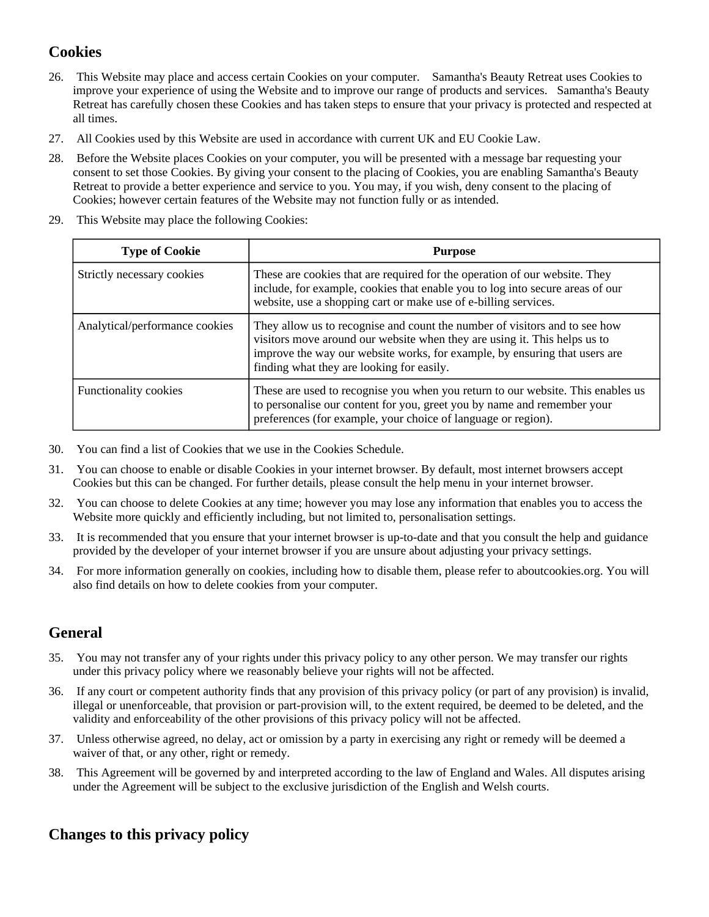## Cookies

26. This Website may place and access certain Cookies on your computer. Samantha's Beauty Retreat uses Cookies to improve your experience of using the Website and to improve our range of products and services. Samantha's Beauty Retreat has carefully chosen these Cookies and has taken steps to ensure that your privacy is protected and respected at all times.

27. All Cookies used by this Website are used in accordance with current UK and EU Cookie Law.

28. Before the Website places Cookies on your computer, you will be presented with a message bar requesting your consent to set those Cookies. By giving your consent to the placing of Cookies, you are enabling Samantha's Beauty Retreat to provide a better experience and service to you. You may, if you wish, deny consent to the placing of Cookies; however certain features of the Website may not function fully or as intended.

29. This Website may place the following Cookies:

| Type of Cookie | Purpose |
| --- | --- |
| Strictly necessary cookies | These are cookies that are required for the operation of our website. They include, for example, cookies that enable you to log into secure areas of our website, use a shopping cart or make use of e-billing services. |
| Analytical/performance cookies | They allow us to recognise and count the number of visitors and to see how visitors move around our website when they are using it. This helps us to improve the way our website works, for example, by ensuring that users are finding what they are looking for easily. |
| Functionality cookies | These are used to recognise you when you return to our website. This enables us to personalise our content for you, greet you by name and remember your preferences (for example, your choice of language or region). |

30. You can find a list of Cookies that we use in the Cookies Schedule.

31. You can choose to enable or disable Cookies in your internet browser. By default, most internet browsers accept Cookies but this can be changed. For further details, please consult the help menu in your internet browser.

32. You can choose to delete Cookies at any time; however you may lose any information that enables you to access the Website more quickly and efficiently including, but not limited to, personalisation settings.

33. It is recommended that you ensure that your internet browser is up-to-date and that you consult the help and guidance provided by the developer of your internet browser if you are unsure about adjusting your privacy settings.

34. For more information generally on cookies, including how to disable them, please refer to aboutcookies.org. You will also find details on how to delete cookies from your computer.

## General

35. You may not transfer any of your rights under this privacy policy to any other person. We may transfer our rights under this privacy policy where we reasonably believe your rights will not be affected.

36. If any court or competent authority finds that any provision of this privacy policy (or part of any provision) is invalid, illegal or unenforceable, that provision or part-provision will, to the extent required, be deemed to be deleted, and the validity and enforceability of the other provisions of this privacy policy will not be affected.

37. Unless otherwise agreed, no delay, act or omission by a party in exercising any right or remedy will be deemed a waiver of that, or any other, right or remedy.

38. This Agreement will be governed by and interpreted according to the law of England and Wales. All disputes arising under the Agreement will be subject to the exclusive jurisdiction of the English and Welsh courts.

## Changes to this privacy policy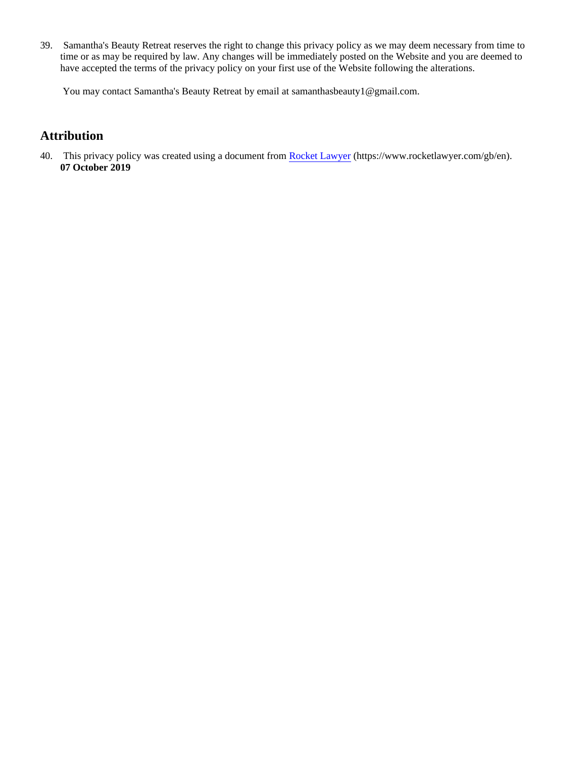39. Samantha's Beauty Retreat reserves the right to change this privacy policy as we may deem necessary from time to time or as may be required by law. Any changes will be immediately posted on the Website and you are deemed to have accepted the terms of the privacy policy on your first use of the Website following the alterations.

You may contact Samantha's Beauty Retreat by email at samanthasbeauty1@gmail.com.

## Attribution

40. This privacy policy was created using a document from [Rocket Lawyer](https://www.rocketlawyer.com/gb/en) (https://www.rocketlawyer.com/gb/en).
**07 October 2019**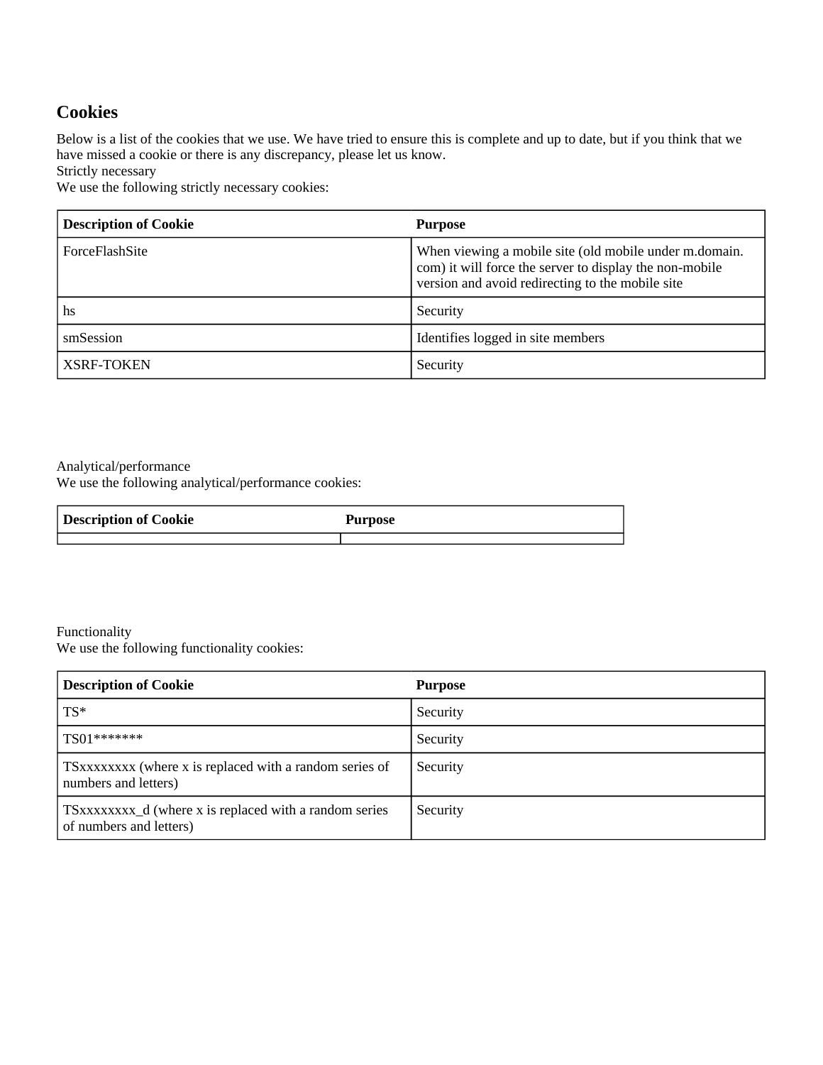## Cookies

Below is a list of the cookies that we use. We have tried to ensure this is complete and up to date, but if you think that we have missed a cookie or there is any discrepancy, please let us know.

Strictly necessary

We use the following strictly necessary cookies:

| **Description of Cookie** | **Purpose** |
| --- | --- |
| ForceFlashSite | When viewing a mobile site (old mobile under m.domain.com) it will force the server to display the non-mobile version and avoid redirecting to the mobile site |
| hs | Security |
| smSession | Identifies logged in site members |
| XSRF-TOKEN | Security |

Analytical/performance

We use the following analytical/performance cookies:

| **Description of Cookie** | **Purpose** |
| --- | --- |
| | |

Functionality

We use the following functionality cookies:

| **Description of Cookie** | **Purpose** |
| --- | --- |
| TS* | Security |
| TS01******* | Security |
| TSxxxxxxxx (where x is replaced with a random series of numbers and letters) | Security |
| TSxxxxxxxx_d (where x is replaced with a random series of numbers and letters) | Security |